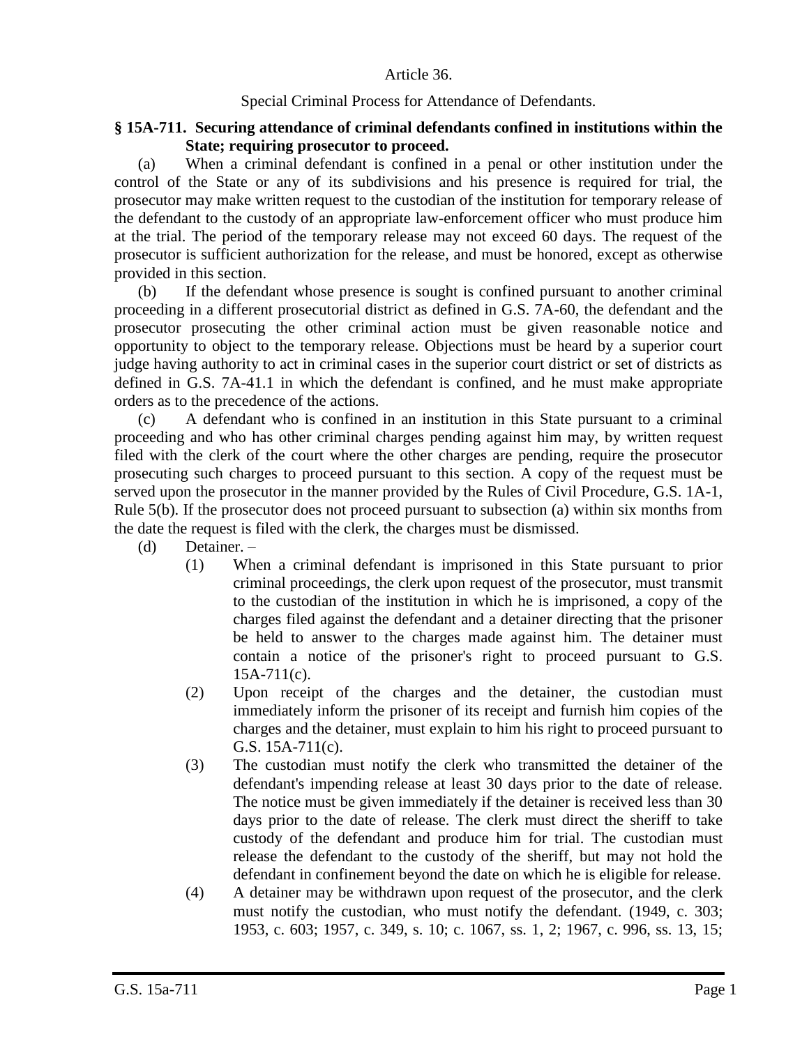Article 36.

Special Criminal Process for Attendance of Defendants.

**§ 15A-711. Securing attendance of criminal defendants confined in institutions within the State; requiring prosecutor to proceed.**

(a) When a criminal defendant is confined in a penal or other institution under the control of the State or any of its subdivisions and his presence is required for trial, the prosecutor may make written request to the custodian of the institution for temporary release of the defendant to the custody of an appropriate law-enforcement officer who must produce him at the trial. The period of the temporary release may not exceed 60 days. The request of the prosecutor is sufficient authorization for the release, and must be honored, except as otherwise provided in this section.

(b) If the defendant whose presence is sought is confined pursuant to another criminal proceeding in a different prosecutorial district as defined in G.S. 7A-60, the defendant and the prosecutor prosecuting the other criminal action must be given reasonable notice and opportunity to object to the temporary release. Objections must be heard by a superior court judge having authority to act in criminal cases in the superior court district or set of districts as defined in G.S. 7A-41.1 in which the defendant is confined, and he must make appropriate orders as to the precedence of the actions.

(c) A defendant who is confined in an institution in this State pursuant to a criminal proceeding and who has other criminal charges pending against him may, by written request filed with the clerk of the court where the other charges are pending, require the prosecutor prosecuting such charges to proceed pursuant to this section. A copy of the request must be served upon the prosecutor in the manner provided by the Rules of Civil Procedure, G.S. 1A-1, Rule 5(b). If the prosecutor does not proceed pursuant to subsection (a) within six months from the date the request is filed with the clerk, the charges must be dismissed.

(d) Detainer. –

(1) When a criminal defendant is imprisoned in this State pursuant to prior criminal proceedings, the clerk upon request of the prosecutor, must transmit to the custodian of the institution in which he is imprisoned, a copy of the charges filed against the defendant and a detainer directing that the prisoner be held to answer to the charges made against him. The detainer must contain a notice of the prisoner's right to proceed pursuant to G.S. 15A-711(c).

(2) Upon receipt of the charges and the detainer, the custodian must immediately inform the prisoner of its receipt and furnish him copies of the charges and the detainer, must explain to him his right to proceed pursuant to G.S. 15A-711(c).

(3) The custodian must notify the clerk who transmitted the detainer of the defendant's impending release at least 30 days prior to the date of release. The notice must be given immediately if the detainer is received less than 30 days prior to the date of release. The clerk must direct the sheriff to take custody of the defendant and produce him for trial. The custodian must release the defendant to the custody of the sheriff, but may not hold the defendant in confinement beyond the date on which he is eligible for release.

(4) A detainer may be withdrawn upon request of the prosecutor, and the clerk must notify the custodian, who must notify the defendant. (1949, c. 303; 1953, c. 603; 1957, c. 349, s. 10; c. 1067, ss. 1, 2; 1967, c. 996, ss. 13, 15;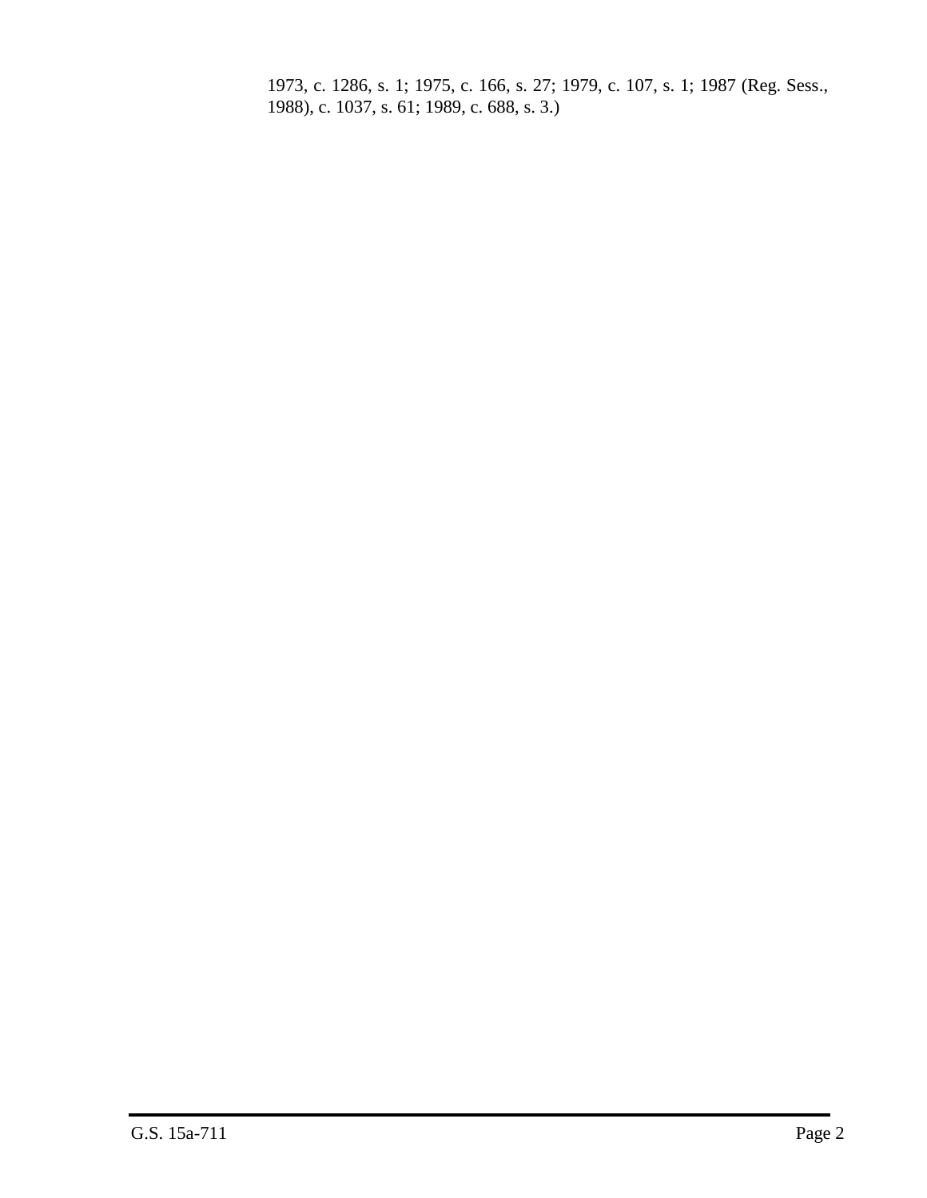1973, c. 1286, s. 1; 1975, c. 166, s. 27; 1979, c. 107, s. 1; 1987 (Reg. Sess., 1988), c. 1037, s. 61; 1989, c. 688, s. 3.)